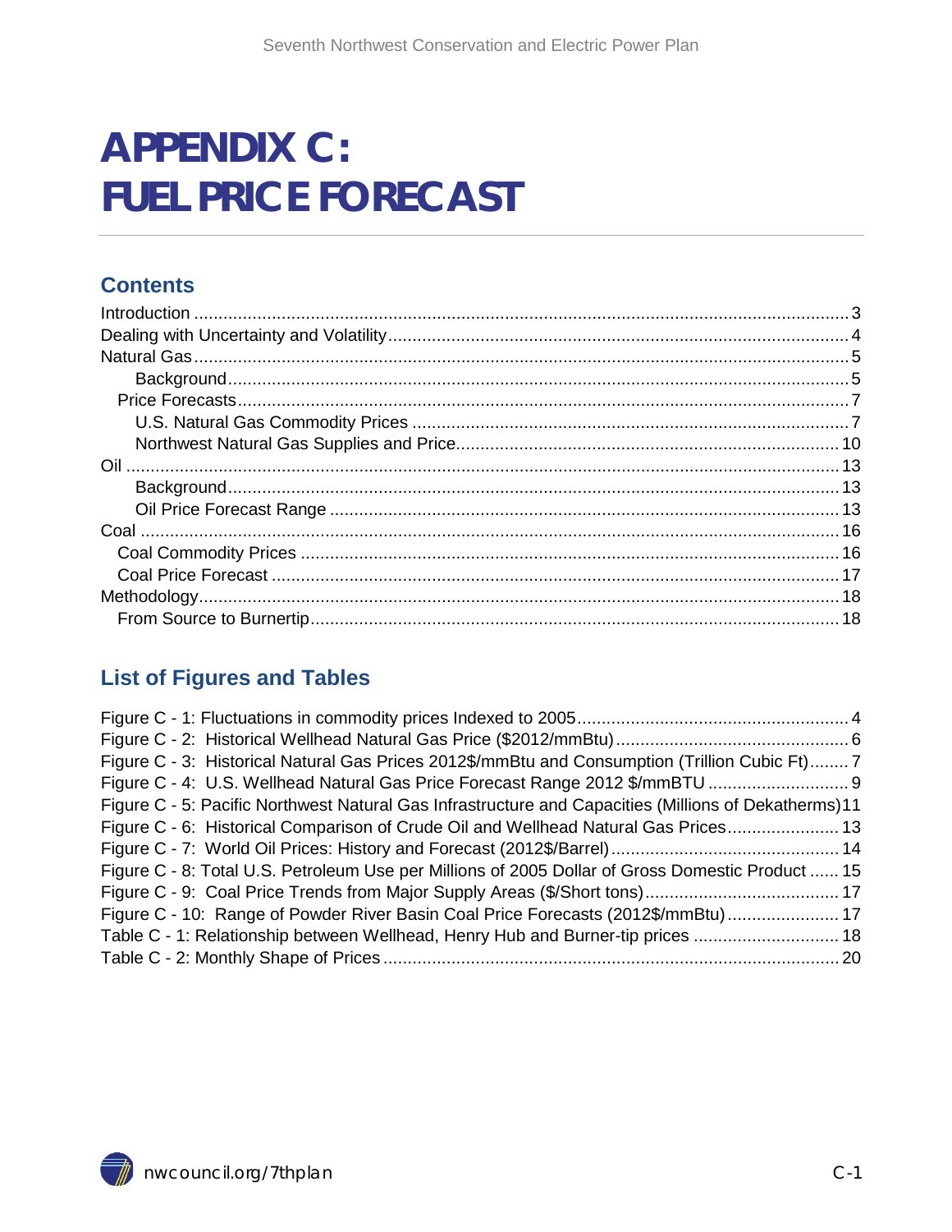# APPENDIX C: FUEL PRICE FORECAST

## Contents

- Introduction ... 3
- Dealing with Uncertainty and Volatility ... 4
- Natural Gas ... 5
  - Background ... 5
  - Price Forecasts ... 7
    - U.S. Natural Gas Commodity Prices ... 7
    - Northwest Natural Gas Supplies and Price ... 10
- Oil ... 13
  - Background ... 13
  - Oil Price Forecast Range ... 13
- Coal ... 16
  - Coal Commodity Prices ... 16
  - Coal Price Forecast ... 17
- Methodology ... 18
  - From Source to Burnertip ... 18

## List of Figures and Tables

- Figure C - 1: Fluctuations in commodity prices Indexed to 2005 ... 4
- Figure C - 2: Historical Wellhead Natural Gas Price ($2012/mmBtu) ... 6
- Figure C - 3: Historical Natural Gas Prices 2012$/mmBtu and Consumption (Trillion Cubic Ft) ... 7
- Figure C - 4: U.S. Wellhead Natural Gas Price Forecast Range 2012 $/mmBTU ... 9
- Figure C - 5: Pacific Northwest Natural Gas Infrastructure and Capacities (Millions of Dekatherms) ... 11
- Figure C - 6: Historical Comparison of Crude Oil and Wellhead Natural Gas Prices ... 13
- Figure C - 7: World Oil Prices: History and Forecast (2012$/Barrel) ... 14
- Figure C - 8: Total U.S. Petroleum Use per Millions of 2005 Dollar of Gross Domestic Product ... 15
- Figure C - 9: Coal Price Trends from Major Supply Areas ($/Short tons) ... 17
- Figure C - 10: Range of Powder River Basin Coal Price Forecasts (2012$/mmBtu) ... 17
- Table C - 1: Relationship between Wellhead, Henry Hub and Burner-tip prices ... 18
- Table C - 2: Monthly Shape of Prices ... 20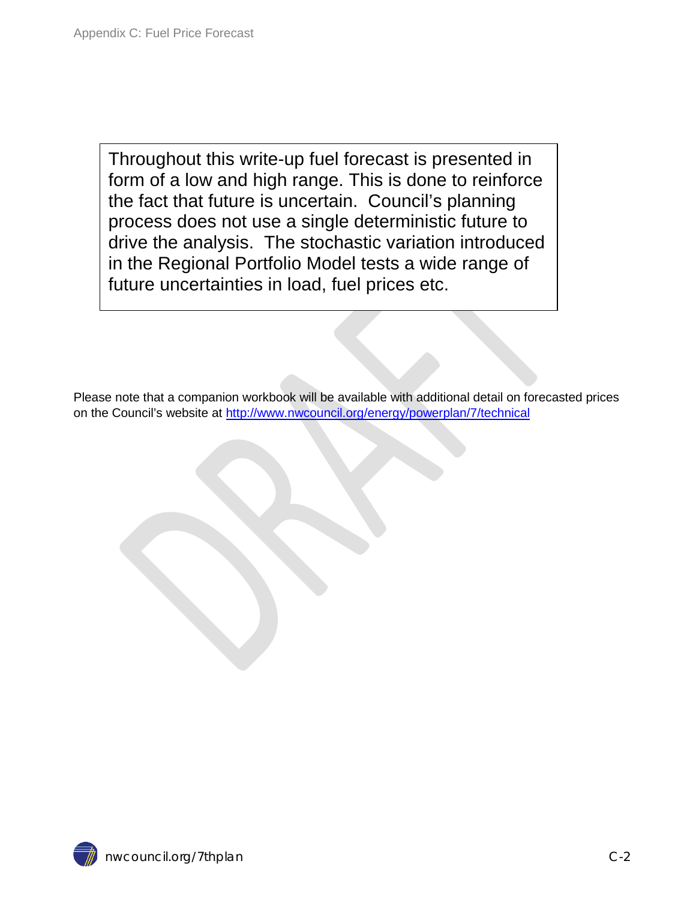> Throughout this write-up fuel forecast is presented in form of a low and high range. This is done to reinforce the fact that future is uncertain. Council's planning process does not use a single deterministic future to drive the analysis. The stochastic variation introduced in the Regional Portfolio Model tests a wide range of future uncertainties in load, fuel prices etc.

Please note that a companion workbook will be available with additional detail on forecasted prices on the Council's website at [http://www.nwcouncil.org/energy/powerplan/7/technical](http://www.nwcouncil.org/energy/powerplan/7/technical)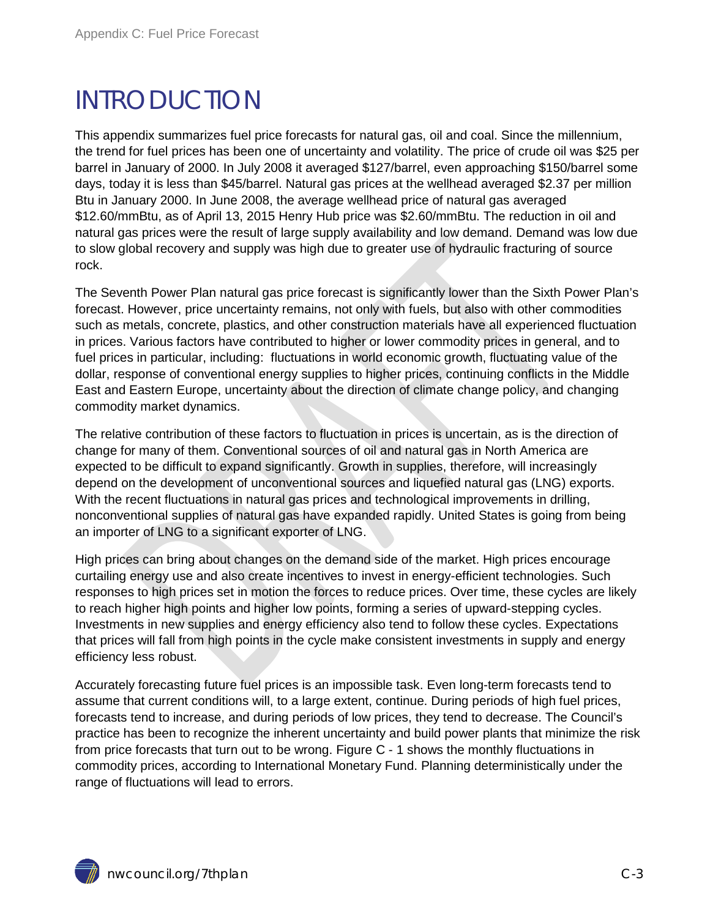# INTRODUCTION

This appendix summarizes fuel price forecasts for natural gas, oil and coal. Since the millennium, the trend for fuel prices has been one of uncertainty and volatility. The price of crude oil was $25 per barrel in January of 2000. In July 2008 it averaged $127/barrel, even approaching $150/barrel some days, today it is less than $45/barrel. Natural gas prices at the wellhead averaged $2.37 per million Btu in January 2000. In June 2008, the average wellhead price of natural gas averaged $12.60/mmBtu, as of April 13, 2015 Henry Hub price was $2.60/mmBtu. The reduction in oil and natural gas prices were the result of large supply availability and low demand. Demand was low due to slow global recovery and supply was high due to greater use of hydraulic fracturing of source rock.

The Seventh Power Plan natural gas price forecast is significantly lower than the Sixth Power Plan's forecast. However, price uncertainty remains, not only with fuels, but also with other commodities such as metals, concrete, plastics, and other construction materials have all experienced fluctuation in prices. Various factors have contributed to higher or lower commodity prices in general, and to fuel prices in particular, including: fluctuations in world economic growth, fluctuating value of the dollar, response of conventional energy supplies to higher prices, continuing conflicts in the Middle East and Eastern Europe, uncertainty about the direction of climate change policy, and changing commodity market dynamics.

The relative contribution of these factors to fluctuation in prices is uncertain, as is the direction of change for many of them. Conventional sources of oil and natural gas in North America are expected to be difficult to expand significantly. Growth in supplies, therefore, will increasingly depend on the development of unconventional sources and liquefied natural gas (LNG) exports. With the recent fluctuations in natural gas prices and technological improvements in drilling, nonconventional supplies of natural gas have expanded rapidly. United States is going from being an importer of LNG to a significant exporter of LNG.

High prices can bring about changes on the demand side of the market. High prices encourage curtailing energy use and also create incentives to invest in energy-efficient technologies. Such responses to high prices set in motion the forces to reduce prices. Over time, these cycles are likely to reach higher high points and higher low points, forming a series of upward-stepping cycles. Investments in new supplies and energy efficiency also tend to follow these cycles. Expectations that prices will fall from high points in the cycle make consistent investments in supply and energy efficiency less robust.

Accurately forecasting future fuel prices is an impossible task. Even long-term forecasts tend to assume that current conditions will, to a large extent, continue. During periods of high fuel prices, forecasts tend to increase, and during periods of low prices, they tend to decrease. The Council's practice has been to recognize the inherent uncertainty and build power plants that minimize the risk from price forecasts that turn out to be wrong. Figure C - 1 shows the monthly fluctuations in commodity prices, according to International Monetary Fund. Planning deterministically under the range of fluctuations will lead to errors.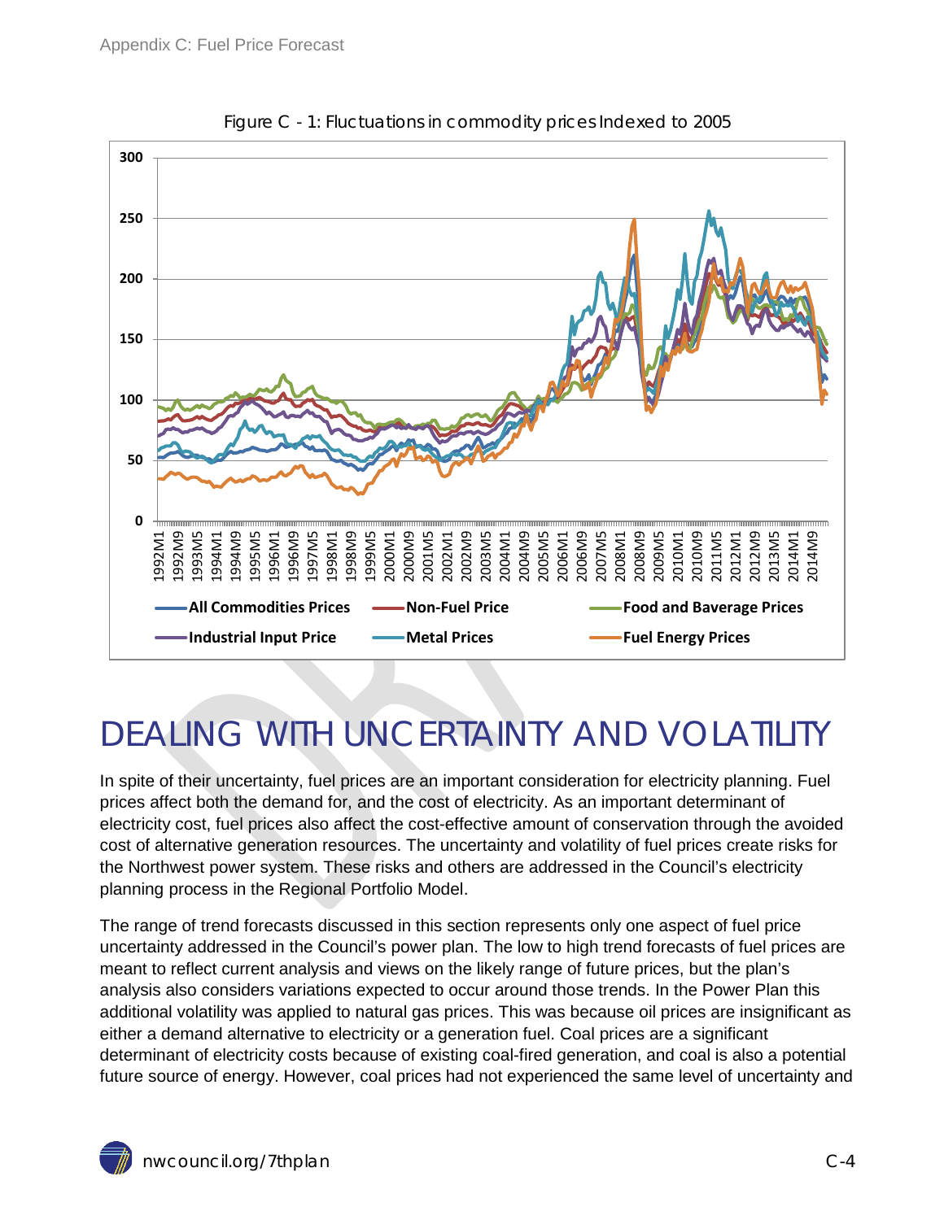Figure C - 1: Fluctuations in commodity prices Indexed to 2005

# DEALING WITH UNCERTAINTY AND VOLATILITY

In spite of their uncertainty, fuel prices are an important consideration for electricity planning. Fuel prices affect both the demand for, and the cost of electricity. As an important determinant of electricity cost, fuel prices also affect the cost-effective amount of conservation through the avoided cost of alternative generation resources. The uncertainty and volatility of fuel prices create risks for the Northwest power system. These risks and others are addressed in the Council's electricity planning process in the Regional Portfolio Model.

The range of trend forecasts discussed in this section represents only one aspect of fuel price uncertainty addressed in the Council's power plan. The low to high trend forecasts of fuel prices are meant to reflect current analysis and views on the likely range of future prices, but the plan's analysis also considers variations expected to occur around those trends. In the Power Plan this additional volatility was applied to natural gas prices. This was because oil prices are insignificant as either a demand alternative to electricity or a generation fuel. Coal prices are a significant determinant of electricity costs because of existing coal-fired generation, and coal is also a potential future source of energy. However, coal prices had not experienced the same level of uncertainty and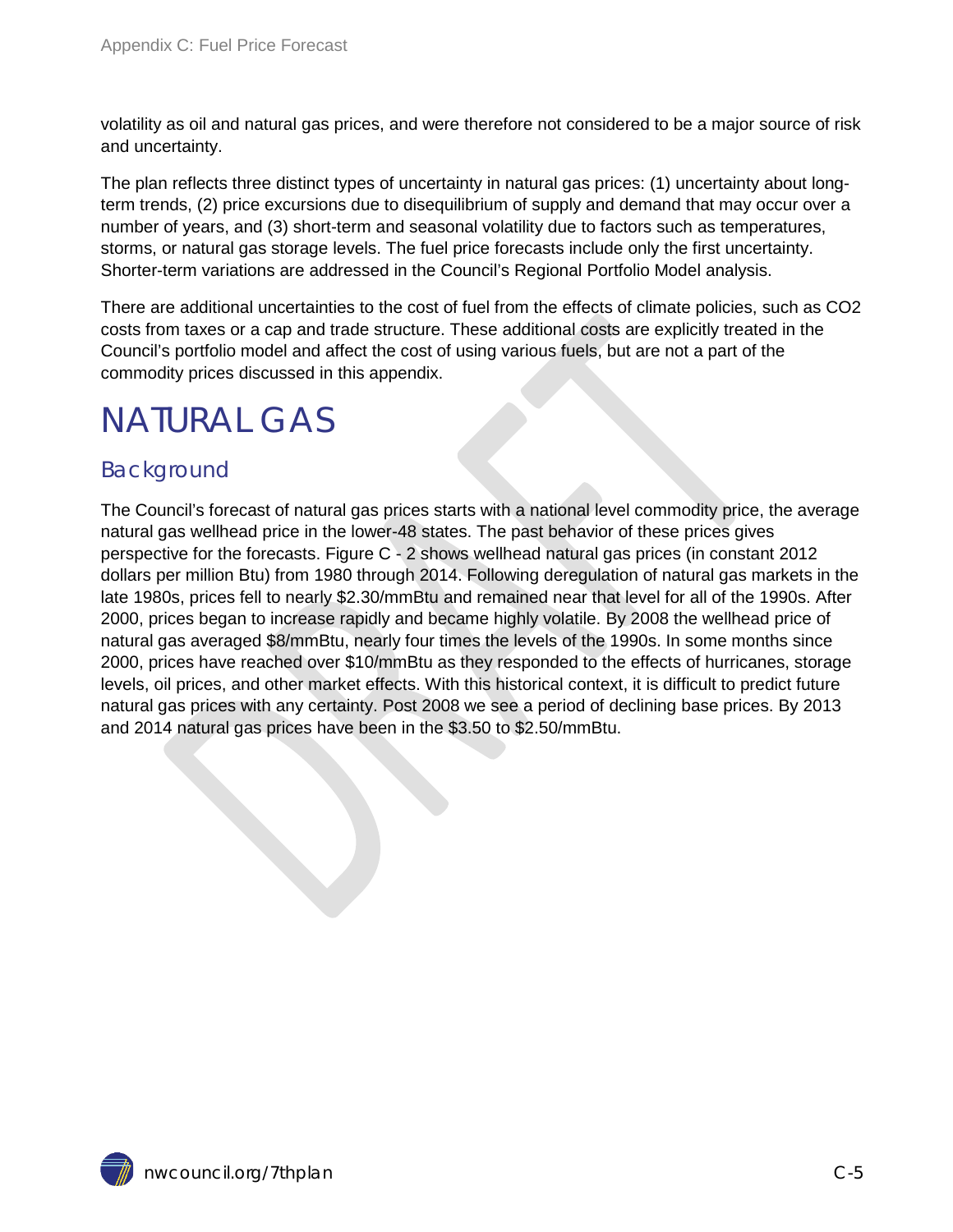volatility as oil and natural gas prices, and were therefore not considered to be a major source of risk and uncertainty.

The plan reflects three distinct types of uncertainty in natural gas prices: (1) uncertainty about long-term trends, (2) price excursions due to disequilibrium of supply and demand that may occur over a number of years, and (3) short-term and seasonal volatility due to factors such as temperatures, storms, or natural gas storage levels. The fuel price forecasts include only the first uncertainty. Shorter-term variations are addressed in the Council's Regional Portfolio Model analysis.

There are additional uncertainties to the cost of fuel from the effects of climate policies, such as $CO_2$ costs from taxes or a cap and trade structure. These additional costs are explicitly treated in the Council's portfolio model and affect the cost of using various fuels, but are not a part of the commodity prices discussed in this appendix.

# NATURAL GAS

## Background

The Council's forecast of natural gas prices starts with a national level commodity price, the average natural gas wellhead price in the lower-48 states. The past behavior of these prices gives perspective for the forecasts. Figure C - 2 shows wellhead natural gas prices (in constant 2012 dollars per million Btu) from 1980 through 2014. Following deregulation of natural gas markets in the late 1980s, prices fell to nearly $2.30/mmBtu and remained near that level for all of the 1990s. After 2000, prices began to increase rapidly and became highly volatile. By 2008 the wellhead price of natural gas averaged $8/mmBtu, nearly four times the levels of the 1990s. In some months since 2000, prices have reached over $10/mmBtu as they responded to the effects of hurricanes, storage levels, oil prices, and other market effects. With this historical context, it is difficult to predict future natural gas prices with any certainty. Post 2008 we see a period of declining base prices. By 2013 and 2014 natural gas prices have been in the $3.50 to $2.50/mmBtu.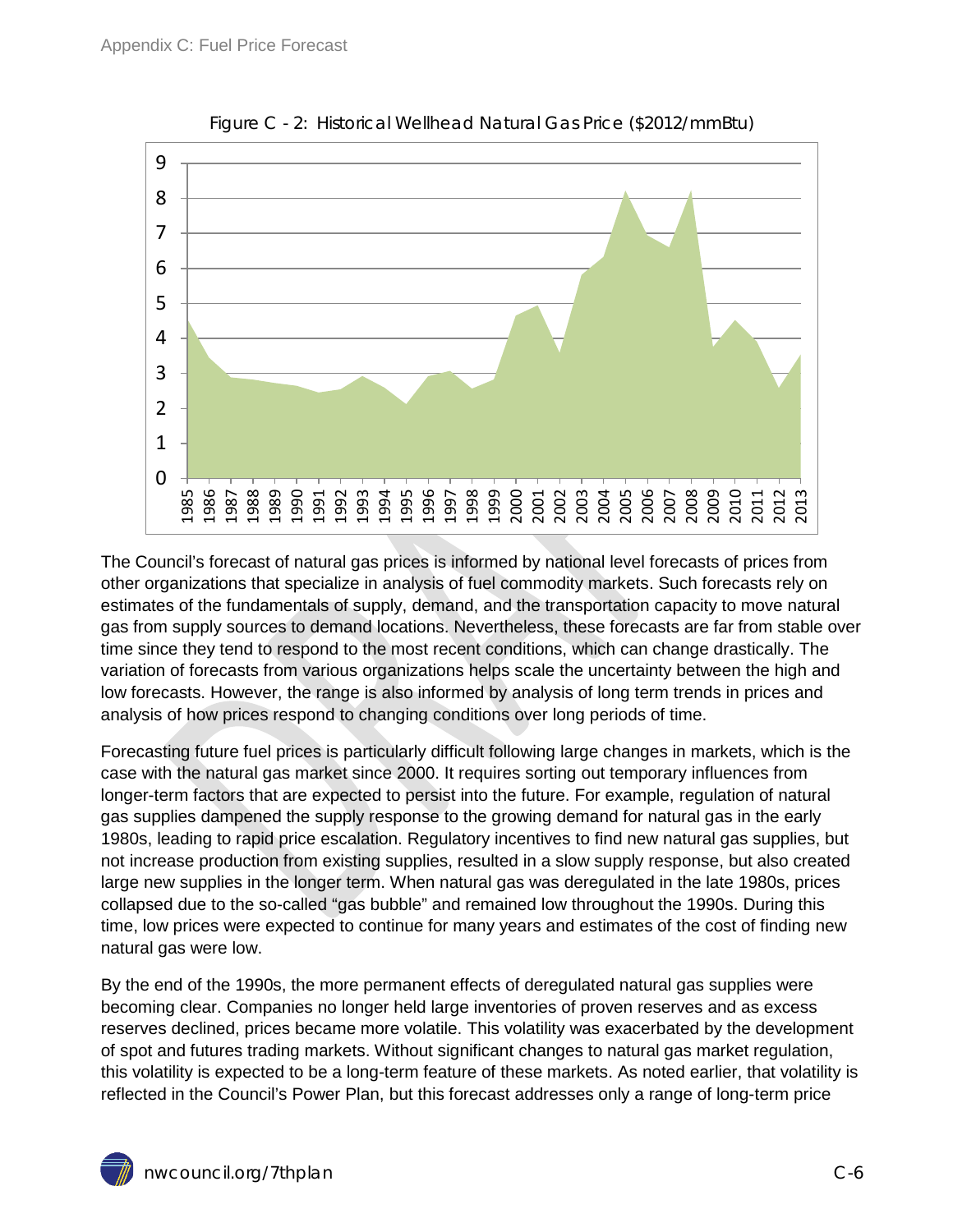Figure C - 2: Historical Wellhead Natural Gas Price ($2012/mmBtu)

The Council's forecast of natural gas prices is informed by national level forecasts of prices from other organizations that specialize in analysis of fuel commodity markets. Such forecasts rely on estimates of the fundamentals of supply, demand, and the transportation capacity to move natural gas from supply sources to demand locations. Nevertheless, these forecasts are far from stable over time since they tend to respond to the most recent conditions, which can change drastically. The variation of forecasts from various organizations helps scale the uncertainty between the high and low forecasts. However, the range is also informed by analysis of long term trends in prices and analysis of how prices respond to changing conditions over long periods of time.

Forecasting future fuel prices is particularly difficult following large changes in markets, which is the case with the natural gas market since 2000. It requires sorting out temporary influences from longer-term factors that are expected to persist into the future. For example, regulation of natural gas supplies dampened the supply response to the growing demand for natural gas in the early 1980s, leading to rapid price escalation. Regulatory incentives to find new natural gas supplies, but not increase production from existing supplies, resulted in a slow supply response, but also created large new supplies in the longer term. When natural gas was deregulated in the late 1980s, prices collapsed due to the so-called "gas bubble" and remained low throughout the 1990s. During this time, low prices were expected to continue for many years and estimates of the cost of finding new natural gas were low.

By the end of the 1990s, the more permanent effects of deregulated natural gas supplies were becoming clear. Companies no longer held large inventories of proven reserves and as excess reserves declined, prices became more volatile. This volatility was exacerbated by the development of spot and futures trading markets. Without significant changes to natural gas market regulation, this volatility is expected to be a long-term feature of these markets. As noted earlier, that volatility is reflected in the Council's Power Plan, but this forecast addresses only a range of long-term price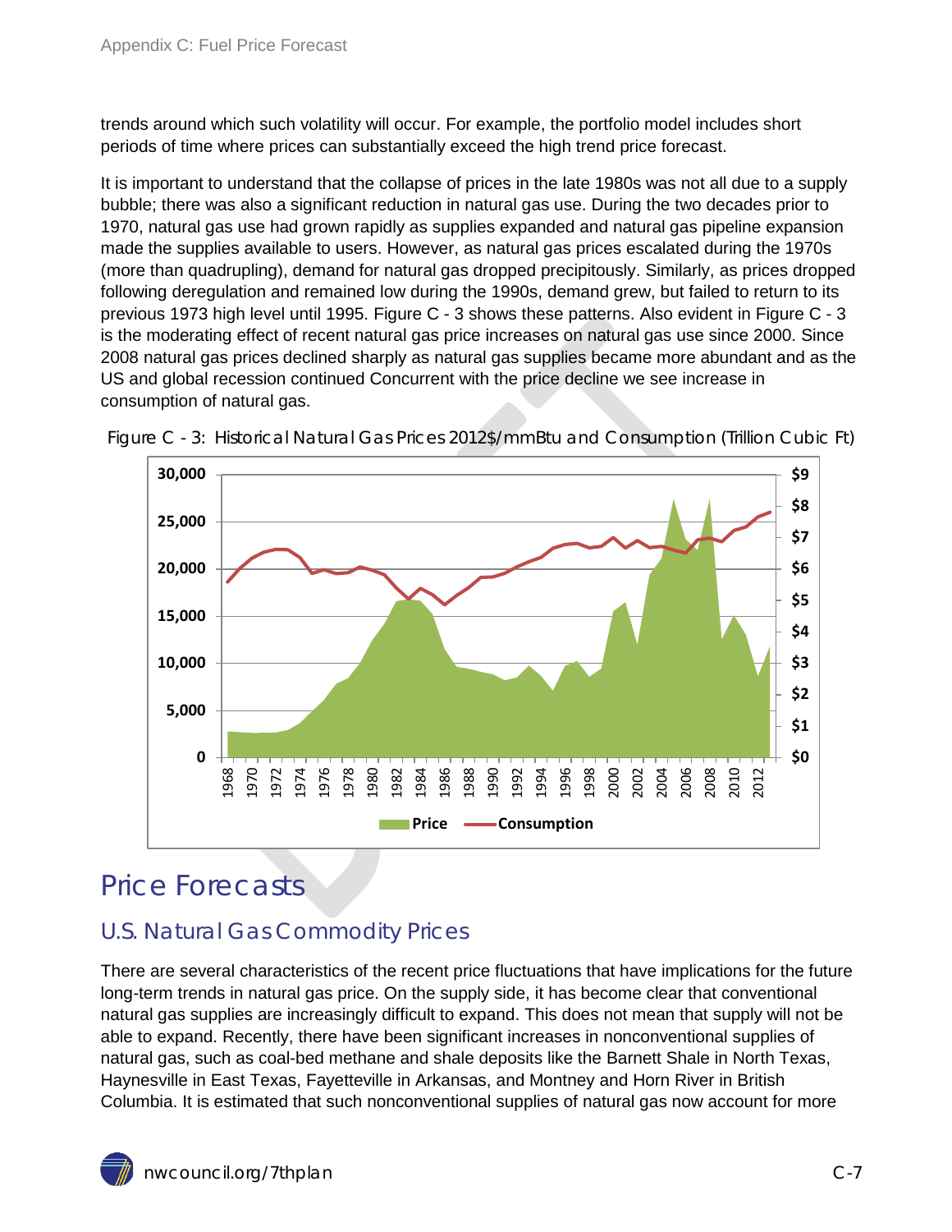trends around which such volatility will occur. For example, the portfolio model includes short periods of time where prices can substantially exceed the high trend price forecast.

It is important to understand that the collapse of prices in the late 1980s was not all due to a supply bubble; there was also a significant reduction in natural gas use. During the two decades prior to 1970, natural gas use had grown rapidly as supplies expanded and natural gas pipeline expansion made the supplies available to users. However, as natural gas prices escalated during the 1970s (more than quadrupling), demand for natural gas dropped precipitously. Similarly, as prices dropped following deregulation and remained low during the 1990s, demand grew, but failed to return to its previous 1973 high level until 1995. Figure C - 3 shows these patterns. Also evident in Figure C - 3 is the moderating effect of recent natural gas price increases on natural gas use since 2000. Since 2008 natural gas prices declined sharply as natural gas supplies became more abundant and as the US and global recession continued Concurrent with the price decline we see increase in consumption of natural gas.

Figure C - 3: Historical Natural Gas Prices 2012$/mmBtu and Consumption (Trillion Cubic Ft)

# Price Forecasts

## U.S. Natural Gas Commodity Prices

There are several characteristics of the recent price fluctuations that have implications for the future long-term trends in natural gas price. On the supply side, it has become clear that conventional natural gas supplies are increasingly difficult to expand. This does not mean that supply will not be able to expand. Recently, there have been significant increases in nonconventional supplies of natural gas, such as coal-bed methane and shale deposits like the Barnett Shale in North Texas, Haynesville in East Texas, Fayetteville in Arkansas, and Montney and Horn River in British Columbia. It is estimated that such nonconventional supplies of natural gas now account for more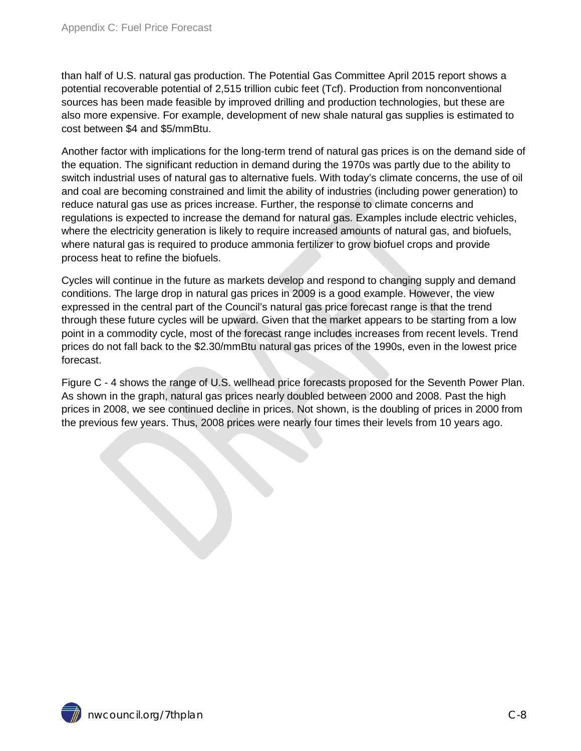than half of U.S. natural gas production. The Potential Gas Committee April 2015 report shows a potential recoverable potential of 2,515 trillion cubic feet (Tcf). Production from nonconventional sources has been made feasible by improved drilling and production technologies, but these are also more expensive. For example, development of new shale natural gas supplies is estimated to cost between $4 and $5/mmBtu.

Another factor with implications for the long-term trend of natural gas prices is on the demand side of the equation. The significant reduction in demand during the 1970s was partly due to the ability to switch industrial uses of natural gas to alternative fuels. With today's climate concerns, the use of oil and coal are becoming constrained and limit the ability of industries (including power generation) to reduce natural gas use as prices increase. Further, the response to climate concerns and regulations is expected to increase the demand for natural gas. Examples include electric vehicles, where the electricity generation is likely to require increased amounts of natural gas, and biofuels, where natural gas is required to produce ammonia fertilizer to grow biofuel crops and provide process heat to refine the biofuels.

Cycles will continue in the future as markets develop and respond to changing supply and demand conditions. The large drop in natural gas prices in 2009 is a good example. However, the view expressed in the central part of the Council's natural gas price forecast range is that the trend through these future cycles will be upward. Given that the market appears to be starting from a low point in a commodity cycle, most of the forecast range includes increases from recent levels. Trend prices do not fall back to the $2.30/mmBtu natural gas prices of the 1990s, even in the lowest price forecast.

Figure C - 4 shows the range of U.S. wellhead price forecasts proposed for the Seventh Power Plan. As shown in the graph, natural gas prices nearly doubled between 2000 and 2008. Past the high prices in 2008, we see continued decline in prices. Not shown, is the doubling of prices in 2000 from the previous few years. Thus, 2008 prices were nearly four times their levels from 10 years ago.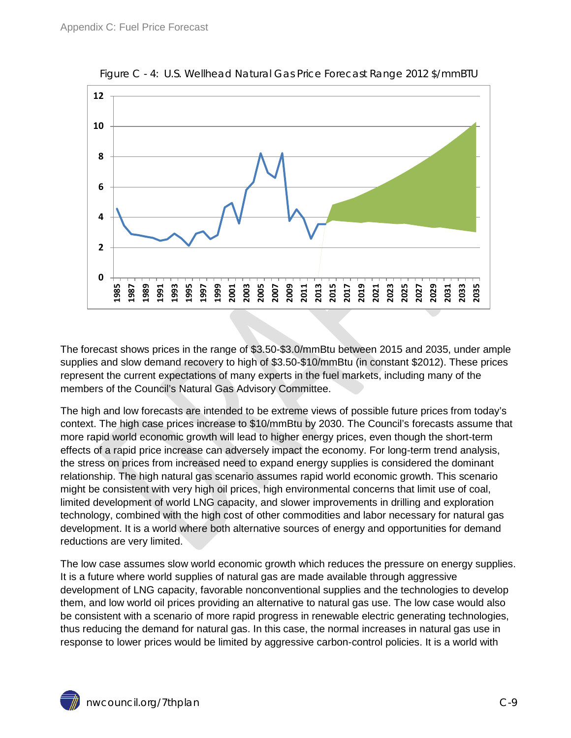Figure C - 4: U.S. Wellhead Natural Gas Price Forecast Range 2012 $/mmBTU

The forecast shows prices in the range of $3.50-$3.0/mmBtu between 2015 and 2035, under ample supplies and slow demand recovery to high of $3.50-$10/mmBtu (in constant $2012). These prices represent the current expectations of many experts in the fuel markets, including many of the members of the Council's Natural Gas Advisory Committee.

The high and low forecasts are intended to be extreme views of possible future prices from today's context. The high case prices increase to $10/mmBtu by 2030. The Council's forecasts assume that more rapid world economic growth will lead to higher energy prices, even though the short-term effects of a rapid price increase can adversely impact the economy. For long-term trend analysis, the stress on prices from increased need to expand energy supplies is considered the dominant relationship. The high natural gas scenario assumes rapid world economic growth. This scenario might be consistent with very high oil prices, high environmental concerns that limit use of coal, limited development of world LNG capacity, and slower improvements in drilling and exploration technology, combined with the high cost of other commodities and labor necessary for natural gas development. It is a world where both alternative sources of energy and opportunities for demand reductions are very limited.

The low case assumes slow world economic growth which reduces the pressure on energy supplies. It is a future where world supplies of natural gas are made available through aggressive development of LNG capacity, favorable nonconventional supplies and the technologies to develop them, and low world oil prices providing an alternative to natural gas use. The low case would also be consistent with a scenario of more rapid progress in renewable electric generating technologies, thus reducing the demand for natural gas. In this case, the normal increases in natural gas use in response to lower prices would be limited by aggressive carbon-control policies. It is a world with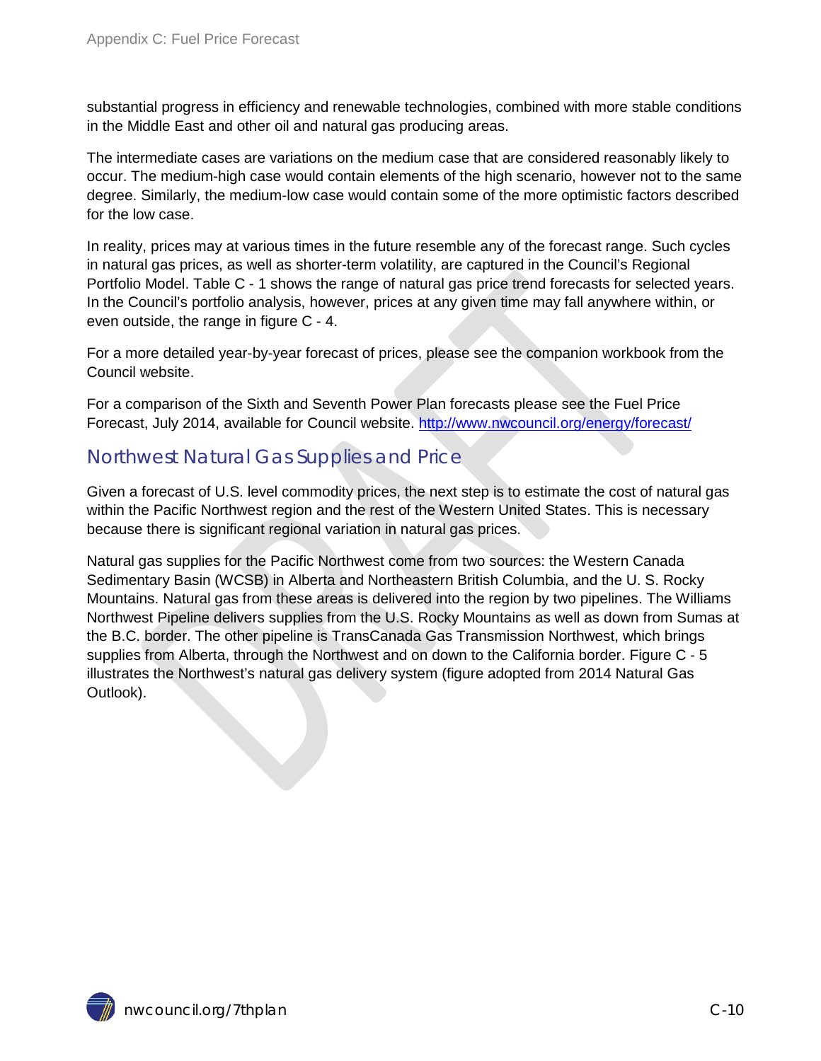substantial progress in efficiency and renewable technologies, combined with more stable conditions in the Middle East and other oil and natural gas producing areas.

The intermediate cases are variations on the medium case that are considered reasonably likely to occur. The medium-high case would contain elements of the high scenario, however not to the same degree. Similarly, the medium-low case would contain some of the more optimistic factors described for the low case.

In reality, prices may at various times in the future resemble any of the forecast range. Such cycles in natural gas prices, as well as shorter-term volatility, are captured in the Council's Regional Portfolio Model. Table C - 1 shows the range of natural gas price trend forecasts for selected years. In the Council's portfolio analysis, however, prices at any given time may fall anywhere within, or even outside, the range in figure C - 4.

For a more detailed year-by-year forecast of prices, please see the companion workbook from the Council website.

For a comparison of the Sixth and Seventh Power Plan forecasts please see the Fuel Price Forecast, July 2014, available for Council website. [http://www.nwcouncil.org/energy/forecast/](http://www.nwcouncil.org/energy/forecast/)

## Northwest Natural Gas Supplies and Price

Given a forecast of U.S. level commodity prices, the next step is to estimate the cost of natural gas within the Pacific Northwest region and the rest of the Western United States. This is necessary because there is significant regional variation in natural gas prices.

Natural gas supplies for the Pacific Northwest come from two sources: the Western Canada Sedimentary Basin (WCSB) in Alberta and Northeastern British Columbia, and the U. S. Rocky Mountains. Natural gas from these areas is delivered into the region by two pipelines. The Williams Northwest Pipeline delivers supplies from the U.S. Rocky Mountains as well as down from Sumas at the B.C. border. The other pipeline is TransCanada Gas Transmission Northwest, which brings supplies from Alberta, through the Northwest and on down to the California border. Figure C - 5 illustrates the Northwest's natural gas delivery system (figure adopted from 2014 Natural Gas Outlook).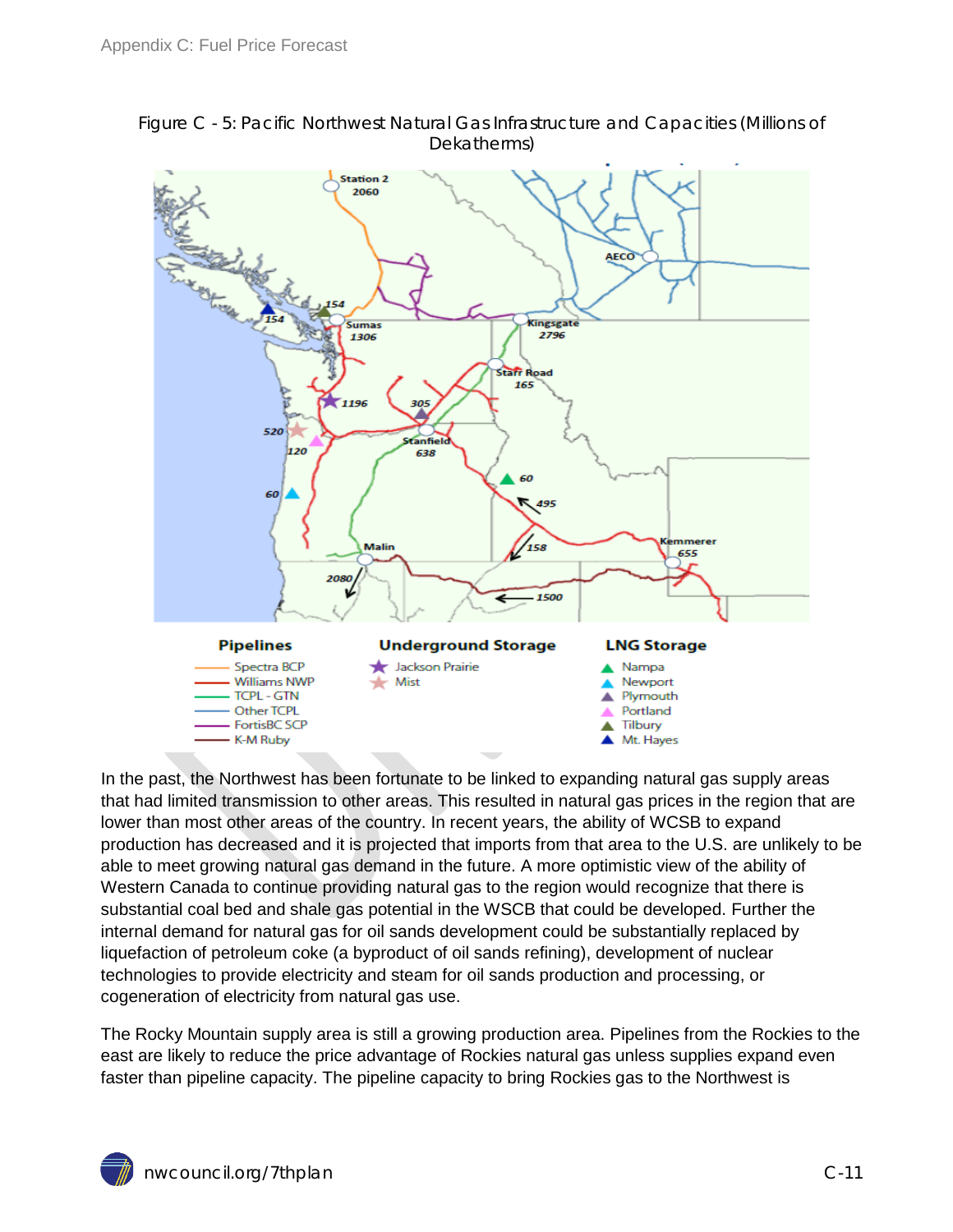Figure C - 5: Pacific Northwest Natural Gas Infrastructure and Capacities (Millions of Dekatherms)

In the past, the Northwest has been fortunate to be linked to expanding natural gas supply areas that had limited transmission to other areas. This resulted in natural gas prices in the region that are lower than most other areas of the country. In recent years, the ability of WCSB to expand production has decreased and it is projected that imports from that area to the U.S. are unlikely to be able to meet growing natural gas demand in the future. A more optimistic view of the ability of Western Canada to continue providing natural gas to the region would recognize that there is substantial coal bed and shale gas potential in the WSCB that could be developed. Further the internal demand for natural gas for oil sands development could be substantially replaced by liquefaction of petroleum coke (a byproduct of oil sands refining), development of nuclear technologies to provide electricity and steam for oil sands production and processing, or cogeneration of electricity from natural gas use.

The Rocky Mountain supply area is still a growing production area. Pipelines from the Rockies to the east are likely to reduce the price advantage of Rockies natural gas unless supplies expand even faster than pipeline capacity. The pipeline capacity to bring Rockies gas to the Northwest is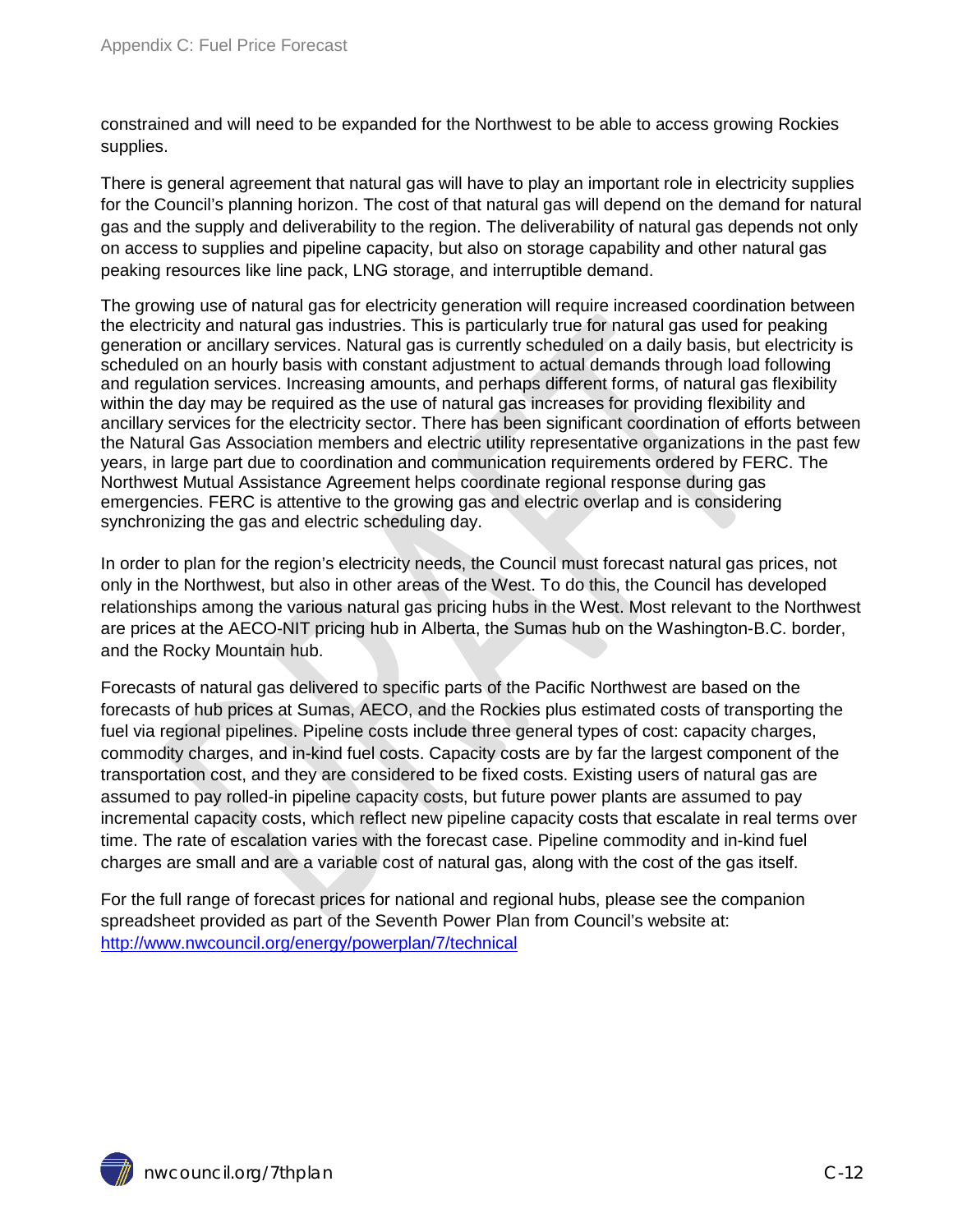constrained and will need to be expanded for the Northwest to be able to access growing Rockies supplies.

There is general agreement that natural gas will have to play an important role in electricity supplies for the Council's planning horizon. The cost of that natural gas will depend on the demand for natural gas and the supply and deliverability to the region. The deliverability of natural gas depends not only on access to supplies and pipeline capacity, but also on storage capability and other natural gas peaking resources like line pack, LNG storage, and interruptible demand.

The growing use of natural gas for electricity generation will require increased coordination between the electricity and natural gas industries. This is particularly true for natural gas used for peaking generation or ancillary services. Natural gas is currently scheduled on a daily basis, but electricity is scheduled on an hourly basis with constant adjustment to actual demands through load following and regulation services. Increasing amounts, and perhaps different forms, of natural gas flexibility within the day may be required as the use of natural gas increases for providing flexibility and ancillary services for the electricity sector. There has been significant coordination of efforts between the Natural Gas Association members and electric utility representative organizations in the past few years, in large part due to coordination and communication requirements ordered by FERC. The Northwest Mutual Assistance Agreement helps coordinate regional response during gas emergencies. FERC is attentive to the growing gas and electric overlap and is considering synchronizing the gas and electric scheduling day.

In order to plan for the region's electricity needs, the Council must forecast natural gas prices, not only in the Northwest, but also in other areas of the West. To do this, the Council has developed relationships among the various natural gas pricing hubs in the West. Most relevant to the Northwest are prices at the AECO-NIT pricing hub in Alberta, the Sumas hub on the Washington-B.C. border, and the Rocky Mountain hub.

Forecasts of natural gas delivered to specific parts of the Pacific Northwest are based on the forecasts of hub prices at Sumas, AECO, and the Rockies plus estimated costs of transporting the fuel via regional pipelines. Pipeline costs include three general types of cost: capacity charges, commodity charges, and in-kind fuel costs. Capacity costs are by far the largest component of the transportation cost, and they are considered to be fixed costs. Existing users of natural gas are assumed to pay rolled-in pipeline capacity costs, but future power plants are assumed to pay incremental capacity costs, which reflect new pipeline capacity costs that escalate in real terms over time. The rate of escalation varies with the forecast case. Pipeline commodity and in-kind fuel charges are small and are a variable cost of natural gas, along with the cost of the gas itself.

For the full range of forecast prices for national and regional hubs, please see the companion spreadsheet provided as part of the Seventh Power Plan from Council's website at: [http://www.nwcouncil.org/energy/powerplan/7/technical](http://www.nwcouncil.org/energy/powerplan/7/technical)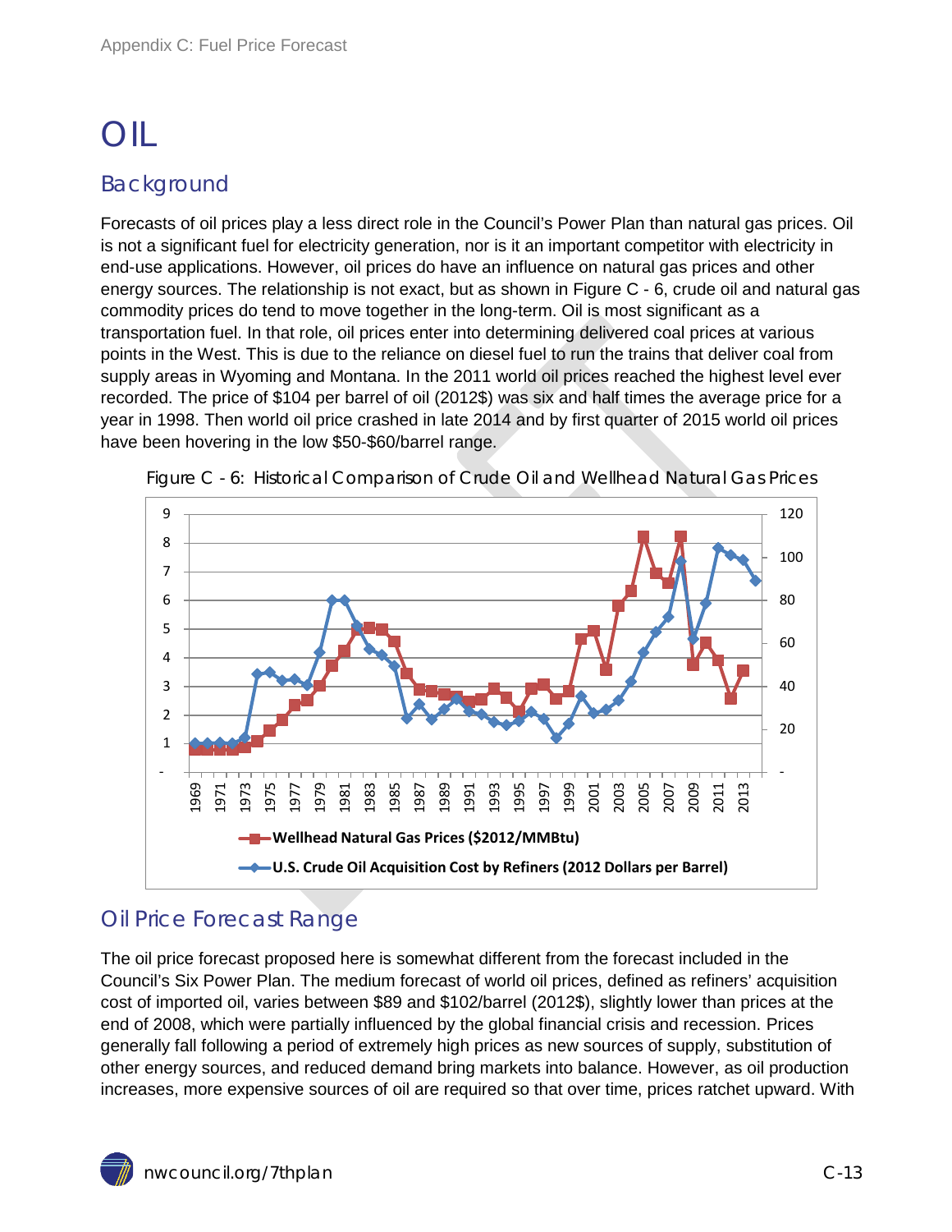# OIL

## Background

Forecasts of oil prices play a less direct role in the Council's Power Plan than natural gas prices. Oil is not a significant fuel for electricity generation, nor is it an important competitor with electricity in end-use applications. However, oil prices do have an influence on natural gas prices and other energy sources. The relationship is not exact, but as shown in Figure C - 6, crude oil and natural gas commodity prices do tend to move together in the long-term. Oil is most significant as a transportation fuel. In that role, oil prices enter into determining delivered coal prices at various points in the West. This is due to the reliance on diesel fuel to run the trains that deliver coal from supply areas in Wyoming and Montana. In the 2011 world oil prices reached the highest level ever recorded. The price of $104 per barrel of oil (2012$) was six and half times the average price for a year in 1998. Then world oil price crashed in late 2014 and by first quarter of 2015 world oil prices have been hovering in the low $50-$60/barrel range.

Figure C - 6: Historical Comparison of Crude Oil and Wellhead Natural Gas Prices

## Oil Price Forecast Range

The oil price forecast proposed here is somewhat different from the forecast included in the Council's Six Power Plan. The medium forecast of world oil prices, defined as refiners' acquisition cost of imported oil, varies between $89 and $102/barrel (2012$), slightly lower than prices at the end of 2008, which were partially influenced by the global financial crisis and recession. Prices generally fall following a period of extremely high prices as new sources of supply, substitution of other energy sources, and reduced demand bring markets into balance. However, as oil production increases, more expensive sources of oil are required so that over time, prices ratchet upward. With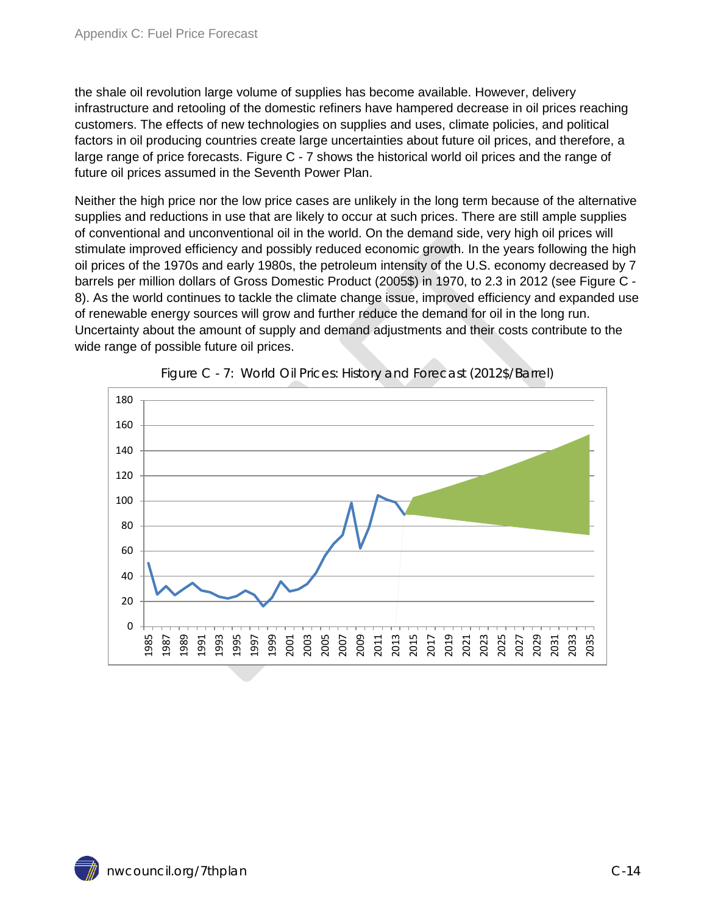the shale oil revolution large volume of supplies has become available. However, delivery infrastructure and retooling of the domestic refiners have hampered decrease in oil prices reaching customers. The effects of new technologies on supplies and uses, climate policies, and political factors in oil producing countries create large uncertainties about future oil prices, and therefore, a large range of price forecasts. Figure C - 7 shows the historical world oil prices and the range of future oil prices assumed in the Seventh Power Plan.

Neither the high price nor the low price cases are unlikely in the long term because of the alternative supplies and reductions in use that are likely to occur at such prices. There are still ample supplies of conventional and unconventional oil in the world. On the demand side, very high oil prices will stimulate improved efficiency and possibly reduced economic growth. In the years following the high oil prices of the 1970s and early 1980s, the petroleum intensity of the U.S. economy decreased by 7 barrels per million dollars of Gross Domestic Product (2005$) in 1970, to 2.3 in 2012 (see Figure C - 8). As the world continues to tackle the climate change issue, improved efficiency and expanded use of renewable energy sources will grow and further reduce the demand for oil in the long run. Uncertainty about the amount of supply and demand adjustments and their costs contribute to the wide range of possible future oil prices.

Figure C - 7: World Oil Prices: History and Forecast (2012$/Barrel)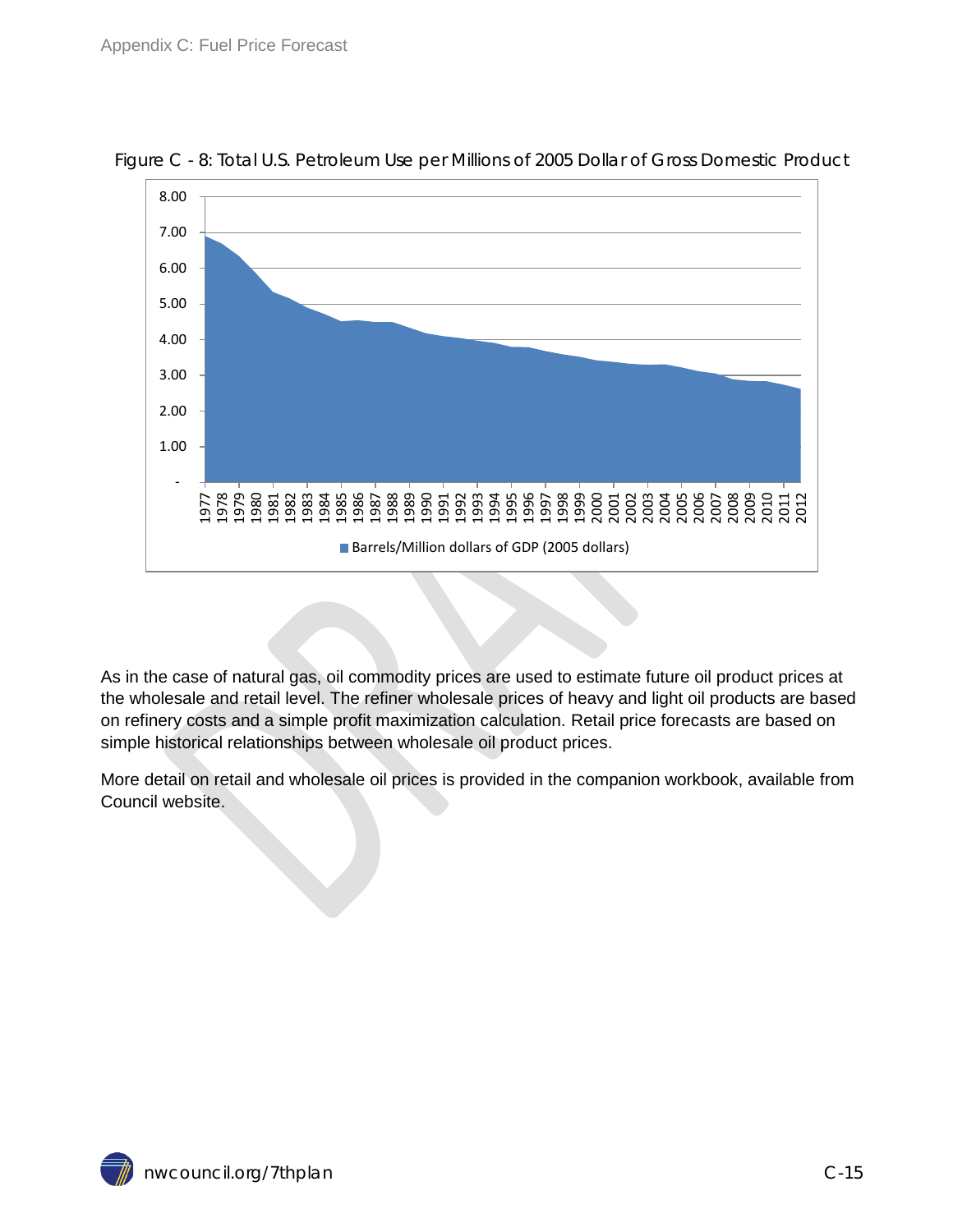Figure C - 8: Total U.S. Petroleum Use per Millions of 2005 Dollar of Gross Domestic Product

As in the case of natural gas, oil commodity prices are used to estimate future oil product prices at the wholesale and retail level. The refiner wholesale prices of heavy and light oil products are based on refinery costs and a simple profit maximization calculation. Retail price forecasts are based on simple historical relationships between wholesale oil product prices.

More detail on retail and wholesale oil prices is provided in the companion workbook, available from Council website.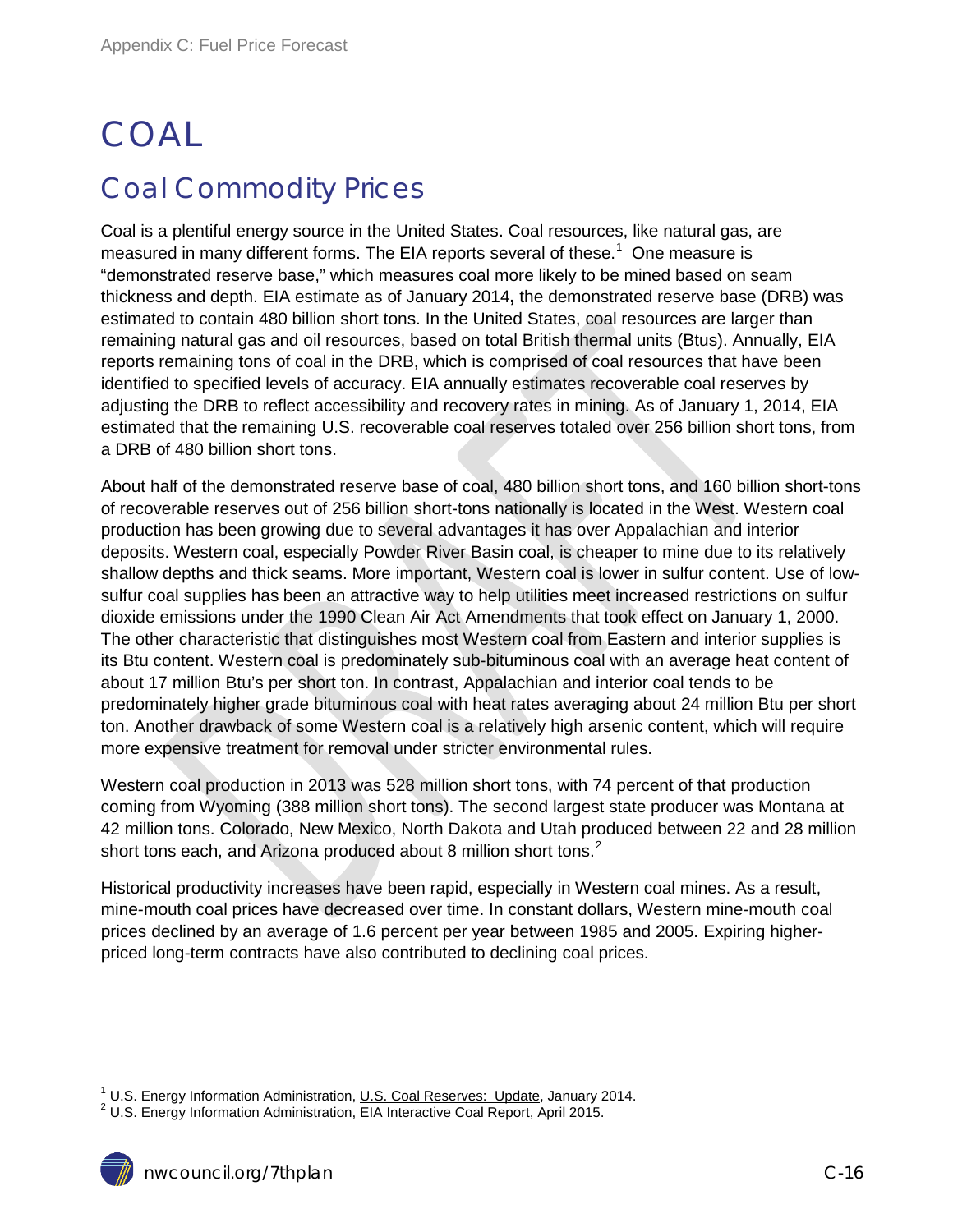# COAL

## Coal Commodity Prices

Coal is a plentiful energy source in the United States. Coal resources, like natural gas, are measured in many different forms. The EIA reports several of these.[1] One measure is "demonstrated reserve base," which measures coal more likely to be mined based on seam thickness and depth. EIA estimate as of January 2014**,** the demonstrated reserve base (DRB) was estimated to contain 480 billion short tons. In the United States, coal resources are larger than remaining natural gas and oil resources, based on total British thermal units (Btus). Annually, EIA reports remaining tons of coal in the DRB, which is comprised of coal resources that have been identified to specified levels of accuracy. EIA annually estimates recoverable coal reserves by adjusting the DRB to reflect accessibility and recovery rates in mining. As of January 1, 2014, EIA estimated that the remaining U.S. recoverable coal reserves totaled over 256 billion short tons, from a DRB of 480 billion short tons.

About half of the demonstrated reserve base of coal, 480 billion short tons, and 160 billion short-tons of recoverable reserves out of 256 billion short-tons nationally is located in the West. Western coal production has been growing due to several advantages it has over Appalachian and interior deposits. Western coal, especially Powder River Basin coal, is cheaper to mine due to its relatively shallow depths and thick seams. More important, Western coal is lower in sulfur content. Use of low-sulfur coal supplies has been an attractive way to help utilities meet increased restrictions on sulfur dioxide emissions under the 1990 Clean Air Act Amendments that took effect on January 1, 2000. The other characteristic that distinguishes most Western coal from Eastern and interior supplies is its Btu content. Western coal is predominately sub-bituminous coal with an average heat content of about 17 million Btu's per short ton. In contrast, Appalachian and interior coal tends to be predominately higher grade bituminous coal with heat rates averaging about 24 million Btu per short ton. Another drawback of some Western coal is a relatively high arsenic content, which will require more expensive treatment for removal under stricter environmental rules.

Western coal production in 2013 was 528 million short tons, with 74 percent of that production coming from Wyoming (388 million short tons). The second largest state producer was Montana at 42 million tons. Colorado, New Mexico, North Dakota and Utah produced between 22 and 28 million short tons each, and Arizona produced about 8 million short tons.[2]

Historical productivity increases have been rapid, especially in Western coal mines. As a result, mine-mouth coal prices have decreased over time. In constant dollars, Western mine-mouth coal prices declined by an average of 1.6 percent per year between 1985 and 2005. Expiring higher-priced long-term contracts have also contributed to declining coal prices.

---

[1] U.S. Energy Information Administration, U.S. Coal Reserves: Update, January 2014.

[2] U.S. Energy Information Administration, EIA Interactive Coal Report, April 2015.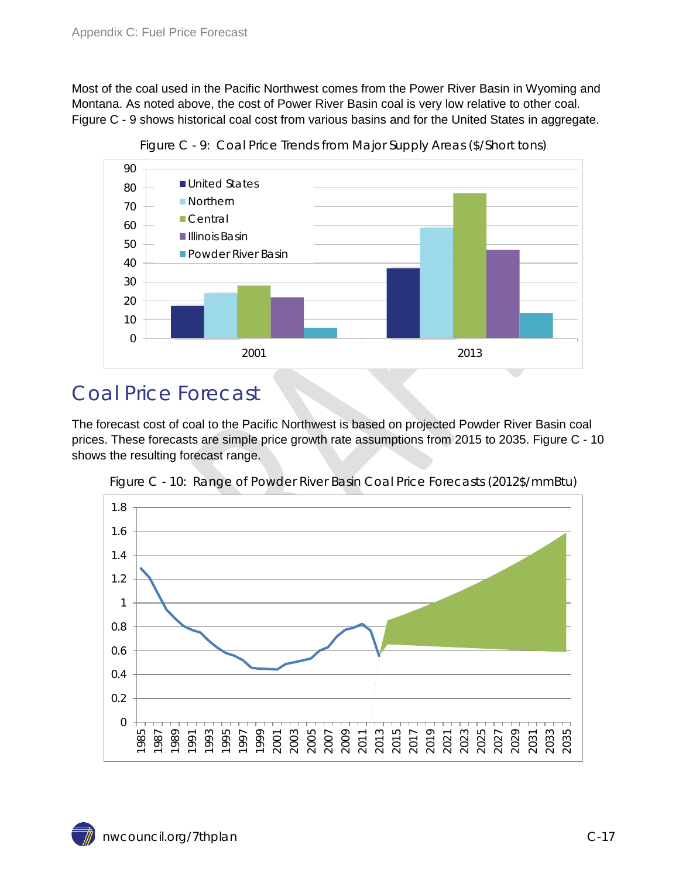Most of the coal used in the Pacific Northwest comes from the Power River Basin in Wyoming and Montana. As noted above, the cost of Power River Basin coal is very low relative to other coal. Figure C - 9 shows historical coal cost from various basins and for the United States in aggregate.

Figure C - 9: Coal Price Trends from Major Supply Areas ($/Short tons)

## Coal Price Forecast

The forecast cost of coal to the Pacific Northwest is based on projected Powder River Basin coal prices. These forecasts are simple price growth rate assumptions from 2015 to 2035. Figure C - 10 shows the resulting forecast range.

Figure C - 10: Range of Powder River Basin Coal Price Forecasts (2012$/mmBtu)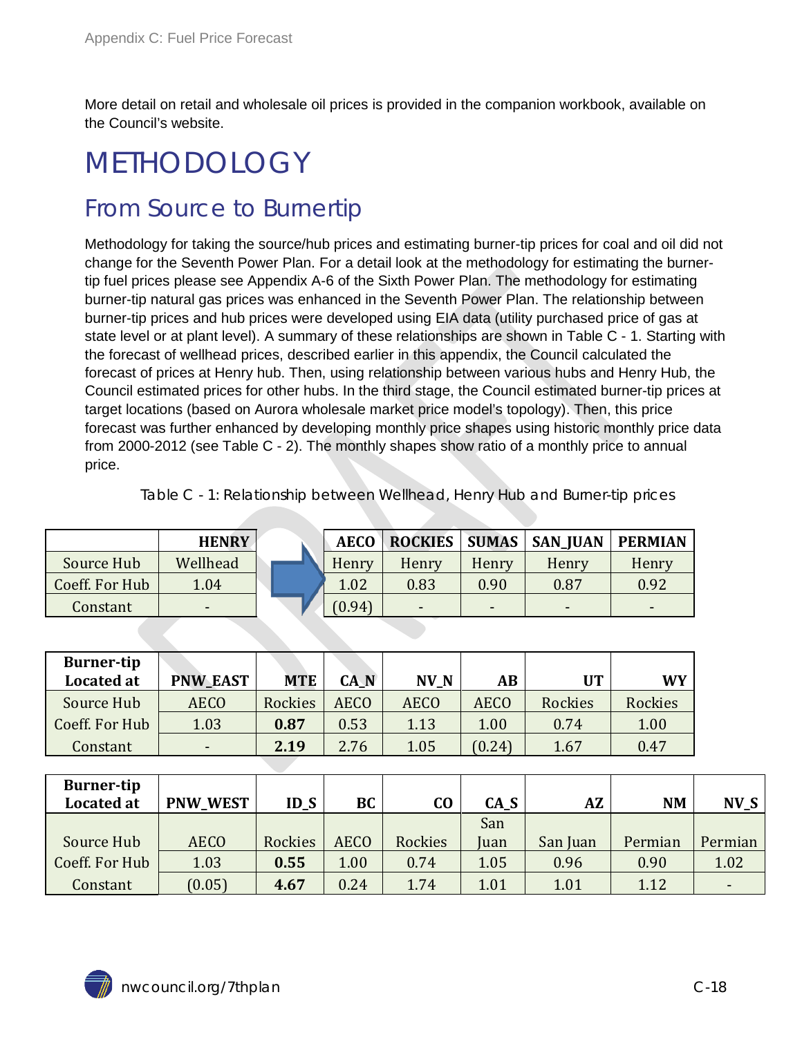More detail on retail and wholesale oil prices is provided in the companion workbook, available on the Council's website.

# METHODOLOGY

## From Source to Burnertip

Methodology for taking the source/hub prices and estimating burner-tip prices for coal and oil did not change for the Seventh Power Plan. For a detail look at the methodology for estimating the burner-tip fuel prices please see Appendix A-6 of the Sixth Power Plan. The methodology for estimating burner-tip natural gas prices was enhanced in the Seventh Power Plan. The relationship between burner-tip prices and hub prices were developed using EIA data (utility purchased price of gas at state level or at plant level). A summary of these relationships are shown in Table C - 1. Starting with the forecast of wellhead prices, described earlier in this appendix, the Council calculated the forecast of prices at Henry hub. Then, using relationship between various hubs and Henry Hub, the Council estimated prices for other hubs. In the third stage, the Council estimated burner-tip prices at target locations (based on Aurora wholesale market price model's topology). Then, this price forecast was further enhanced by developing monthly price shapes using historic monthly price data from 2000-2012 (see Table C - 2). The monthly shapes show ratio of a monthly price to annual price.

Table C - 1: Relationship between Wellhead, Henry Hub and Burner-tip prices

| | HENRY |
|---|---|
| Source Hub | Wellhead |
| Coeff. For Hub | 1.04 |
| Constant | - |

| | AECO | ROCKIES | SUMAS | SAN_JUAN | PERMIAN |
|---|---|---|---|---|---|
| Source Hub | Henry | Henry | Henry | Henry | Henry |
| Coeff. For Hub | 1.02 | 0.83 | 0.90 | 0.87 | 0.92 |
| Constant | (0.94) | - | - | - | - |

| Burner-tip Located at | PNW_EAST | MTE | CA_N | NV_N | AB | UT | WY |
|---|---|---|---|---|---|---|---|
| Source Hub | AECO | Rockies | AECO | AECO | AECO | Rockies | Rockies |
| Coeff. For Hub | 1.03 | **0.87** | 0.53 | 1.13 | 1.00 | 0.74 | 1.00 |
| Constant | - | **2.19** | 2.76 | 1.05 | (0.24) | 1.67 | 0.47 |

| Burner-tip Located at | PNW_WEST | ID_S | BC | CO | CA_S | AZ | NM | NV_S |
|---|---|---|---|---|---|---|---|---|
| Source Hub | AECO | Rockies | AECO | Rockies | San Juan | San Juan | Permian | Permian |
| Coeff. For Hub | 1.03 | **0.55** | 1.00 | 0.74 | 1.05 | 0.96 | 0.90 | 1.02 |
| Constant | (0.05) | **4.67** | 0.24 | 1.74 | 1.01 | 1.01 | 1.12 | - |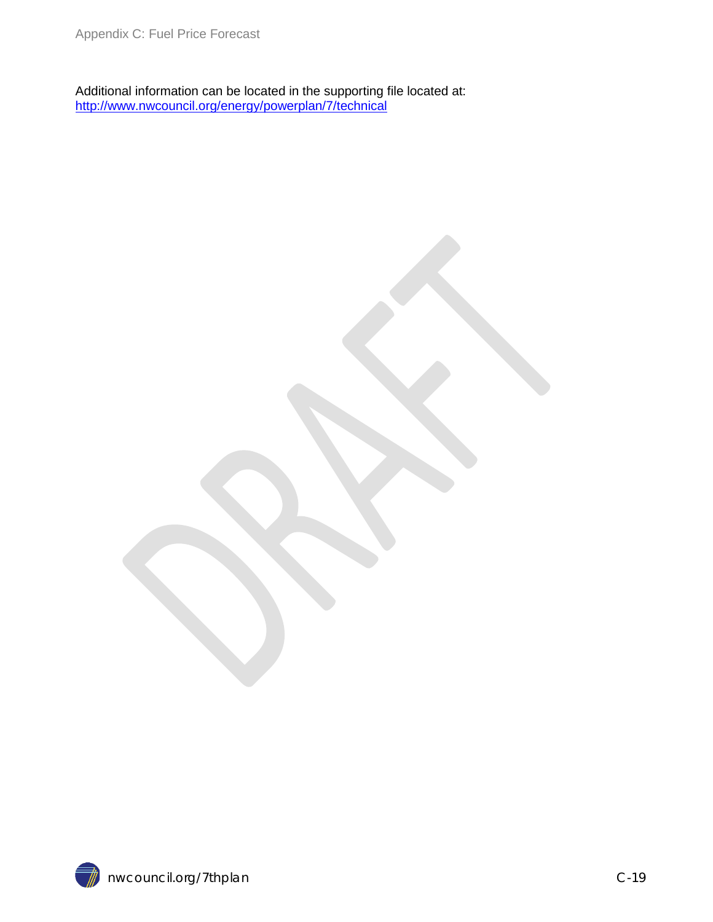Additional information can be located in the supporting file located at:
http://www.nwcouncil.org/energy/powerplan/7/technical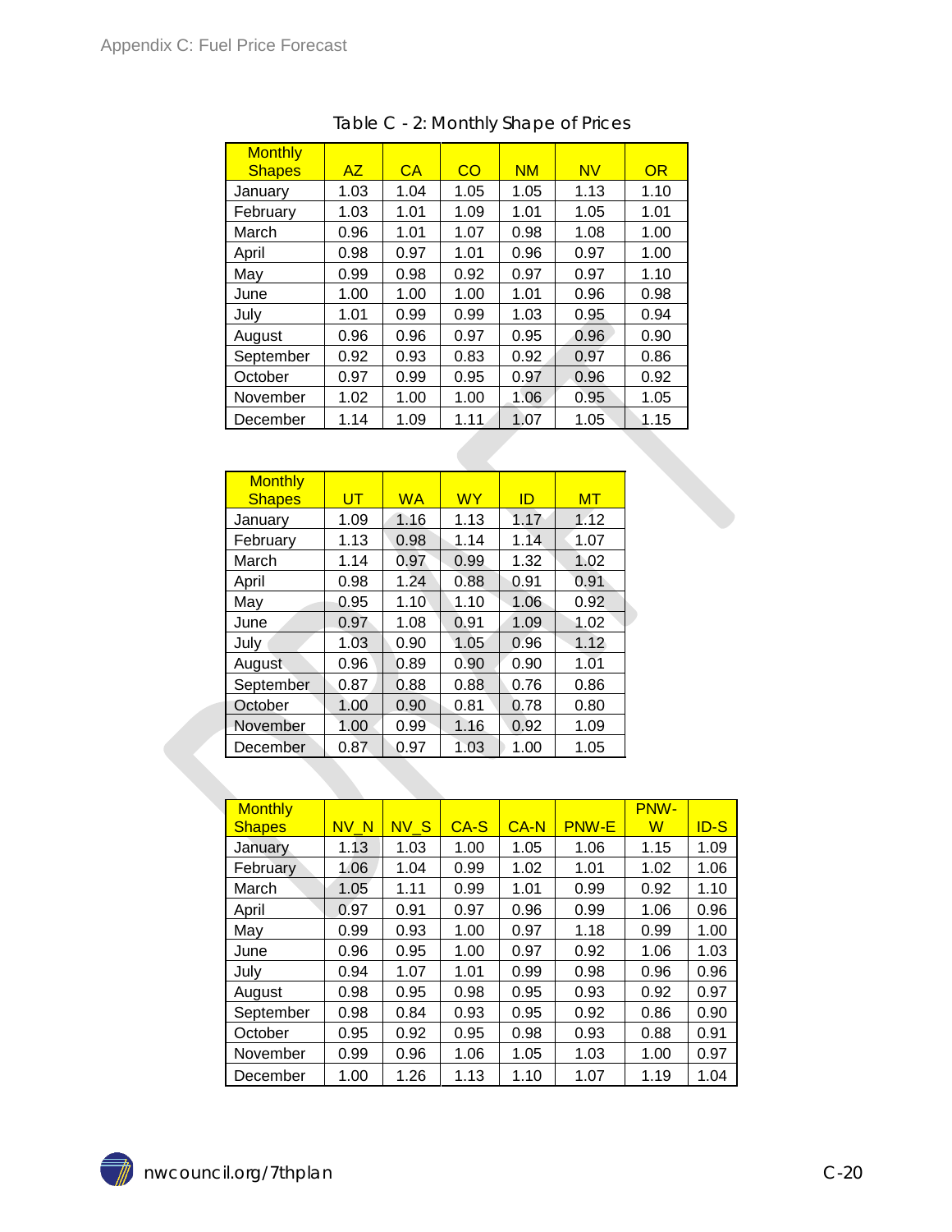Table C - 2: Monthly Shape of Prices

| Monthly Shapes | AZ | CA | CO | NM | NV | OR |
|---|---|---|---|---|---|---|
| January | 1.03 | 1.04 | 1.05 | 1.05 | 1.13 | 1.10 |
| February | 1.03 | 1.01 | 1.09 | 1.01 | 1.05 | 1.01 |
| March | 0.96 | 1.01 | 1.07 | 0.98 | 1.08 | 1.00 |
| April | 0.98 | 0.97 | 1.01 | 0.96 | 0.97 | 1.00 |
| May | 0.99 | 0.98 | 0.92 | 0.97 | 0.97 | 1.10 |
| June | 1.00 | 1.00 | 1.00 | 1.01 | 0.96 | 0.98 |
| July | 1.01 | 0.99 | 0.99 | 1.03 | 0.95 | 0.94 |
| August | 0.96 | 0.96 | 0.97 | 0.95 | 0.96 | 0.90 |
| September | 0.92 | 0.93 | 0.83 | 0.92 | 0.97 | 0.86 |
| October | 0.97 | 0.99 | 0.95 | 0.97 | 0.96 | 0.92 |
| November | 1.02 | 1.00 | 1.00 | 1.06 | 0.95 | 1.05 |
| December | 1.14 | 1.09 | 1.11 | 1.07 | 1.05 | 1.15 |

| Monthly Shapes | UT | WA | WY | ID | MT |
|---|---|---|---|---|---|
| January | 1.09 | 1.16 | 1.13 | 1.17 | 1.12 |
| February | 1.13 | 0.98 | 1.14 | 1.14 | 1.07 |
| March | 1.14 | 0.97 | 0.99 | 1.32 | 1.02 |
| April | 0.98 | 1.24 | 0.88 | 0.91 | 0.91 |
| May | 0.95 | 1.10 | 1.10 | 1.06 | 0.92 |
| June | 0.97 | 1.08 | 0.91 | 1.09 | 1.02 |
| July | 1.03 | 0.90 | 1.05 | 0.96 | 1.12 |
| August | 0.96 | 0.89 | 0.90 | 0.90 | 1.01 |
| September | 0.87 | 0.88 | 0.88 | 0.76 | 0.86 |
| October | 1.00 | 0.90 | 0.81 | 0.78 | 0.80 |
| November | 1.00 | 0.99 | 1.16 | 0.92 | 1.09 |
| December | 0.87 | 0.97 | 1.03 | 1.00 | 1.05 |

| Monthly Shapes | NV_N | NV_S | CA-S | CA-N | PNW-E | PNW-W | ID-S |
|---|---|---|---|---|---|---|---|
| January | 1.13 | 1.03 | 1.00 | 1.05 | 1.06 | 1.15 | 1.09 |
| February | 1.06 | 1.04 | 0.99 | 1.02 | 1.01 | 1.02 | 1.06 |
| March | 1.05 | 1.11 | 0.99 | 1.01 | 0.99 | 0.92 | 1.10 |
| April | 0.97 | 0.91 | 0.97 | 0.96 | 0.99 | 1.06 | 0.96 |
| May | 0.99 | 0.93 | 1.00 | 0.97 | 1.18 | 0.99 | 1.00 |
| June | 0.96 | 0.95 | 1.00 | 0.97 | 0.92 | 1.06 | 1.03 |
| July | 0.94 | 1.07 | 1.01 | 0.99 | 0.98 | 0.96 | 0.96 |
| August | 0.98 | 0.95 | 0.98 | 0.95 | 0.93 | 0.92 | 0.97 |
| September | 0.98 | 0.84 | 0.93 | 0.95 | 0.92 | 0.86 | 0.90 |
| October | 0.95 | 0.92 | 0.95 | 0.98 | 0.93 | 0.88 | 0.91 |
| November | 0.99 | 0.96 | 1.06 | 1.05 | 1.03 | 1.00 | 0.97 |
| December | 1.00 | 1.26 | 1.13 | 1.10 | 1.07 | 1.19 | 1.04 |